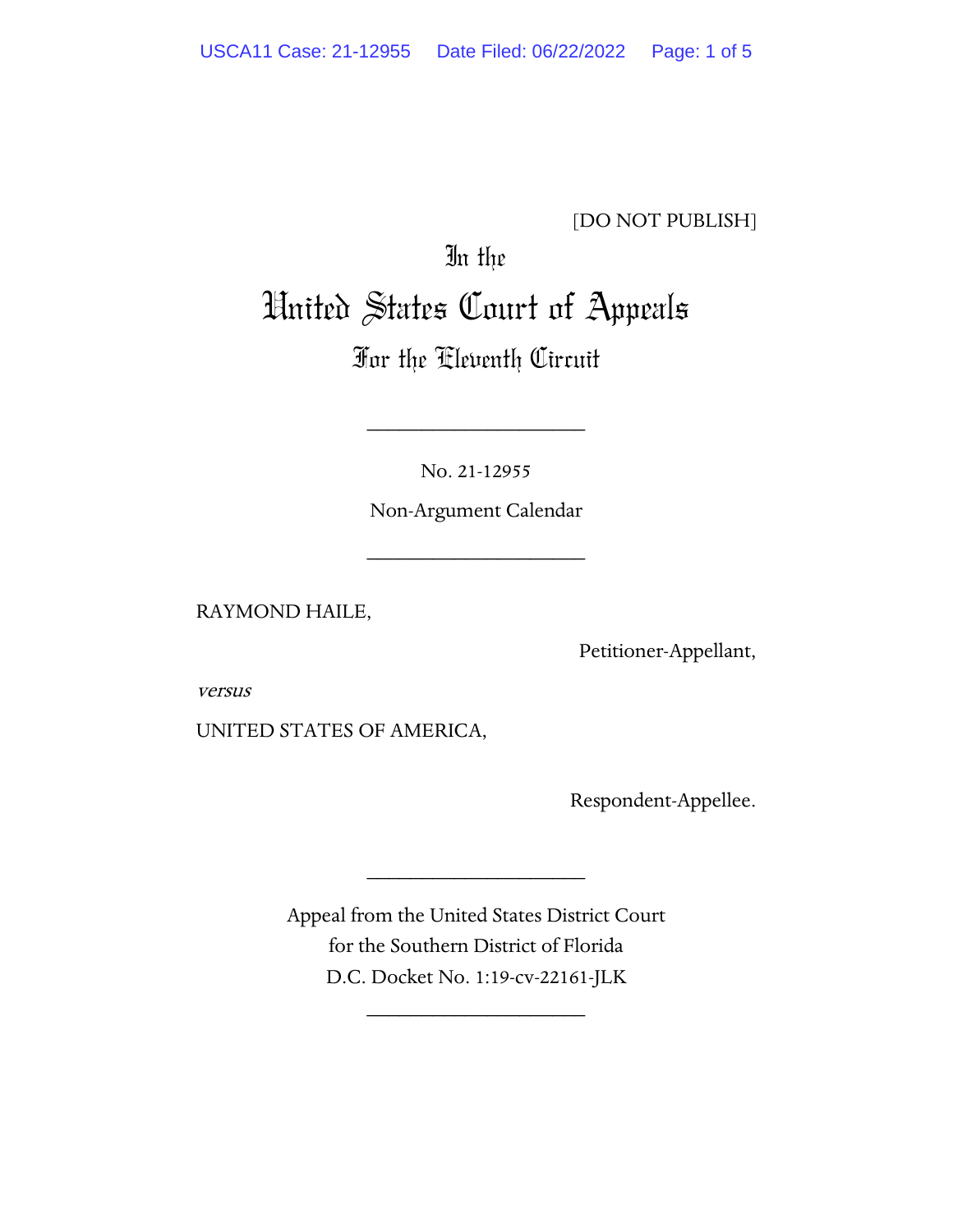[DO NOT PUBLISH]

# In the
# United States Court of Appeals
## For the Eleventh Circuit

____________________

No. 21-12955

Non-Argument Calendar

____________________

RAYMOND HAILE,

Petitioner-Appellant,

*versus*

UNITED STATES OF AMERICA,

Respondent-Appellee.

____________________

Appeal from the United States District Court
for the Southern District of Florida
D.C. Docket No. 1:19-cv-22161-JLK

____________________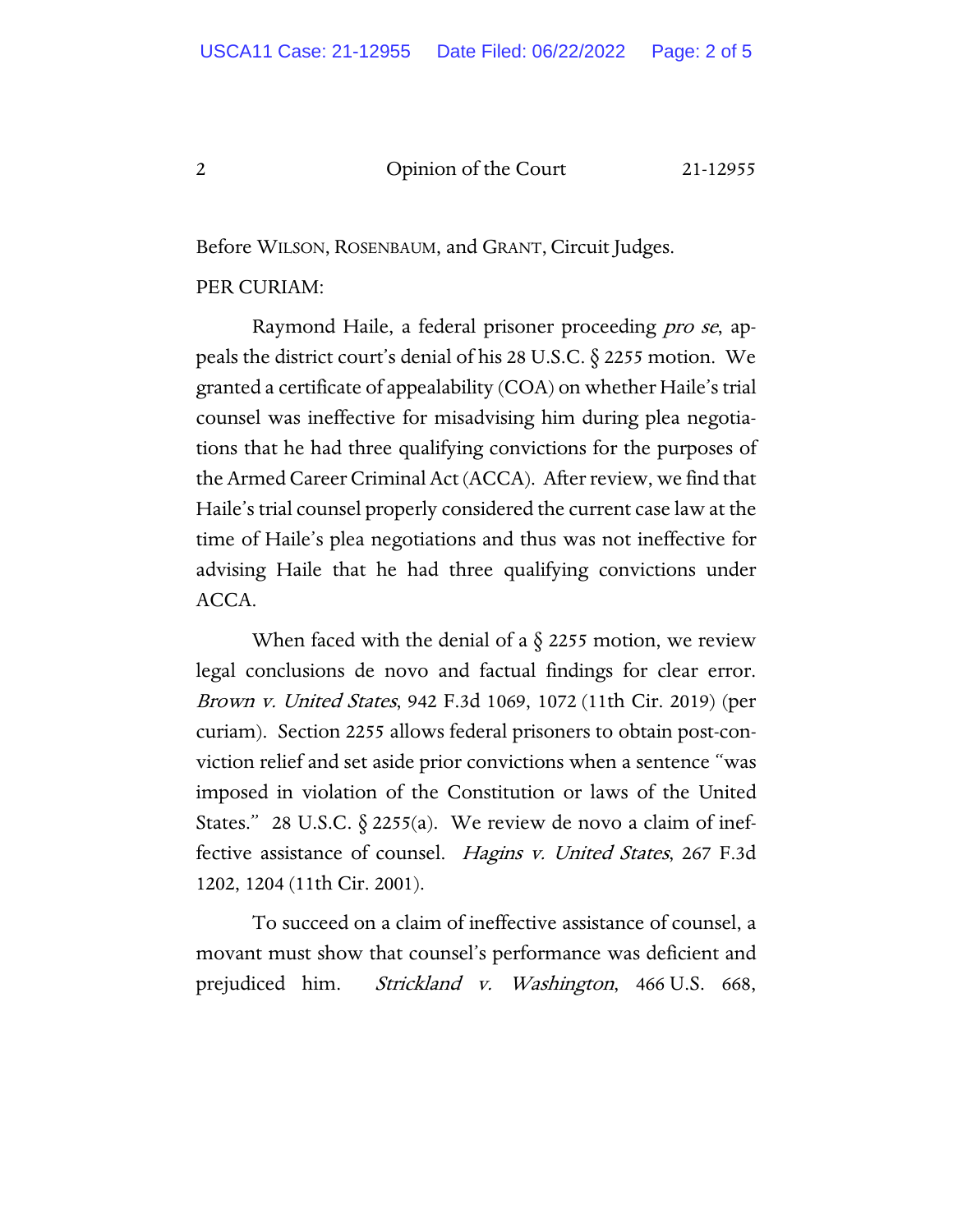Before WILSON, ROSENBAUM, and GRANT, Circuit Judges.

PER CURIAM:

Raymond Haile, a federal prisoner proceeding *pro se*, appeals the district court's denial of his 28 U.S.C. § 2255 motion. We granted a certificate of appealability (COA) on whether Haile's trial counsel was ineffective for misadvising him during plea negotiations that he had three qualifying convictions for the purposes of the Armed Career Criminal Act (ACCA). After review, we find that Haile's trial counsel properly considered the current case law at the time of Haile's plea negotiations and thus was not ineffective for advising Haile that he had three qualifying convictions under ACCA.

When faced with the denial of a § 2255 motion, we review legal conclusions de novo and factual findings for clear error. *Brown v. United States*, 942 F.3d 1069, 1072 (11th Cir. 2019) (per curiam). Section 2255 allows federal prisoners to obtain post-conviction relief and set aside prior convictions when a sentence "was imposed in violation of the Constitution or laws of the United States." 28 U.S.C. § 2255(a). We review de novo a claim of ineffective assistance of counsel. *Hagins v. United States*, 267 F.3d 1202, 1204 (11th Cir. 2001).

To succeed on a claim of ineffective assistance of counsel, a movant must show that counsel's performance was deficient and prejudiced him. *Strickland v. Washington*, 466 U.S. 668,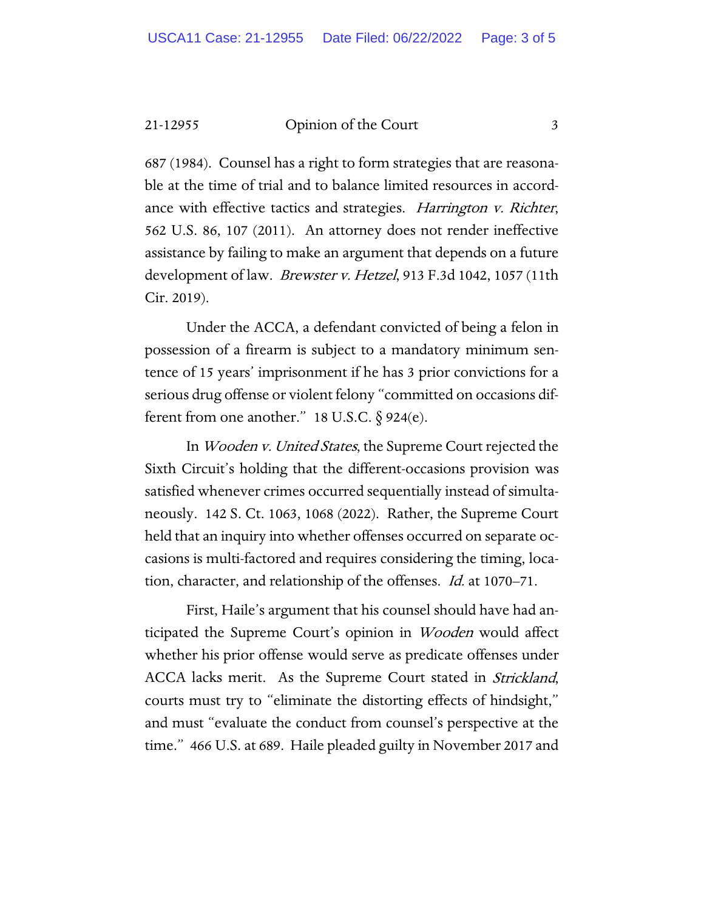687 (1984). Counsel has a right to form strategies that are reasonable at the time of trial and to balance limited resources in accordance with effective tactics and strategies. *Harrington v. Richter*, 562 U.S. 86, 107 (2011). An attorney does not render ineffective assistance by failing to make an argument that depends on a future development of law. *Brewster v. Hetzel*, 913 F.3d 1042, 1057 (11th Cir. 2019).

Under the ACCA, a defendant convicted of being a felon in possession of a firearm is subject to a mandatory minimum sentence of 15 years' imprisonment if he has 3 prior convictions for a serious drug offense or violent felony "committed on occasions different from one another." 18 U.S.C. § 924(e).

In *Wooden v. United States*, the Supreme Court rejected the Sixth Circuit's holding that the different-occasions provision was satisfied whenever crimes occurred sequentially instead of simultaneously. 142 S. Ct. 1063, 1068 (2022). Rather, the Supreme Court held that an inquiry into whether offenses occurred on separate occasions is multi-factored and requires considering the timing, location, character, and relationship of the offenses. *Id.* at 1070–71.

First, Haile's argument that his counsel should have had anticipated the Supreme Court's opinion in *Wooden* would affect whether his prior offense would serve as predicate offenses under ACCA lacks merit. As the Supreme Court stated in *Strickland*, courts must try to "eliminate the distorting effects of hindsight," and must "evaluate the conduct from counsel's perspective at the time." 466 U.S. at 689. Haile pleaded guilty in November 2017 and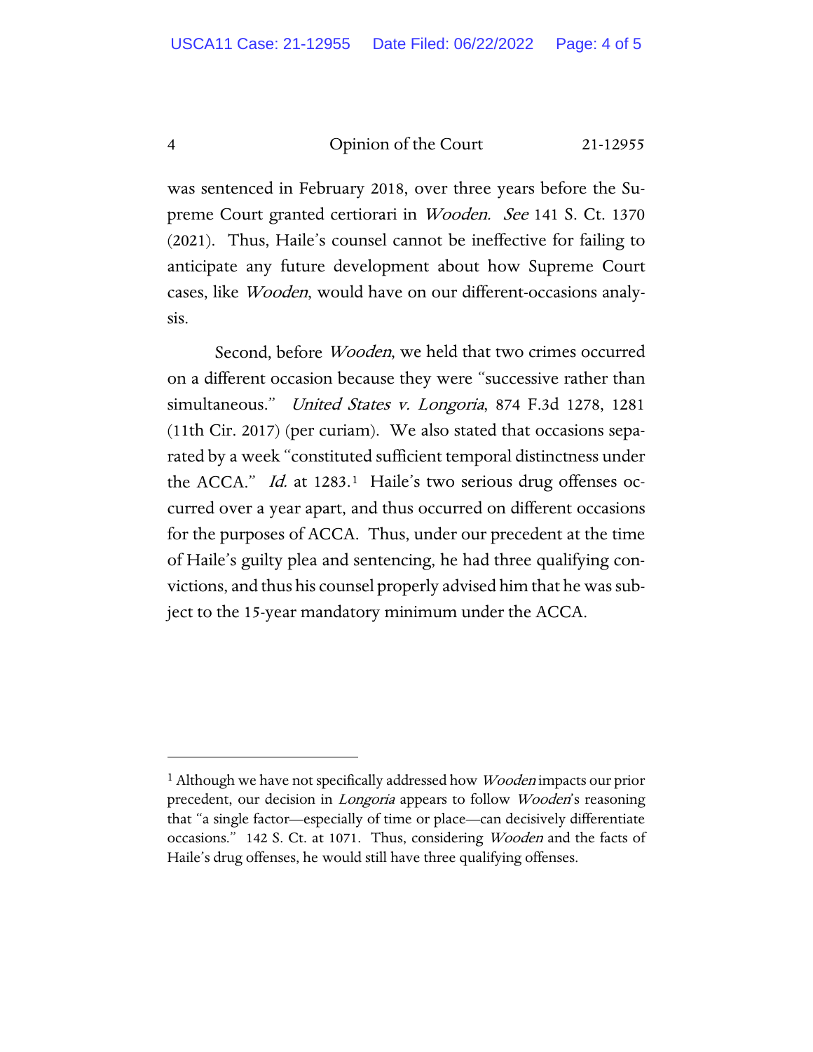was sentenced in February 2018, over three years before the Supreme Court granted certiorari in *Wooden*. *See* 141 S. Ct. 1370 (2021). Thus, Haile's counsel cannot be ineffective for failing to anticipate any future development about how Supreme Court cases, like *Wooden*, would have on our different-occasions analysis.

Second, before *Wooden*, we held that two crimes occurred on a different occasion because they were "successive rather than simultaneous." *United States v. Longoria*, 874 F.3d 1278, 1281 (11th Cir. 2017) (per curiam). We also stated that occasions separated by a week "constituted sufficient temporal distinctness under the ACCA." *Id.* at 1283.[1] Haile's two serious drug offenses occurred over a year apart, and thus occurred on different occasions for the purposes of ACCA. Thus, under our precedent at the time of Haile's guilty plea and sentencing, he had three qualifying convictions, and thus his counsel properly advised him that he was subject to the 15-year mandatory minimum under the ACCA.

---

[1] Although we have not specifically addressed how *Wooden* impacts our prior precedent, our decision in *Longoria* appears to follow *Wooden*'s reasoning that "a single factor—especially of time or place—can decisively differentiate occasions." 142 S. Ct. at 1071. Thus, considering *Wooden* and the facts of Haile's drug offenses, he would still have three qualifying offenses.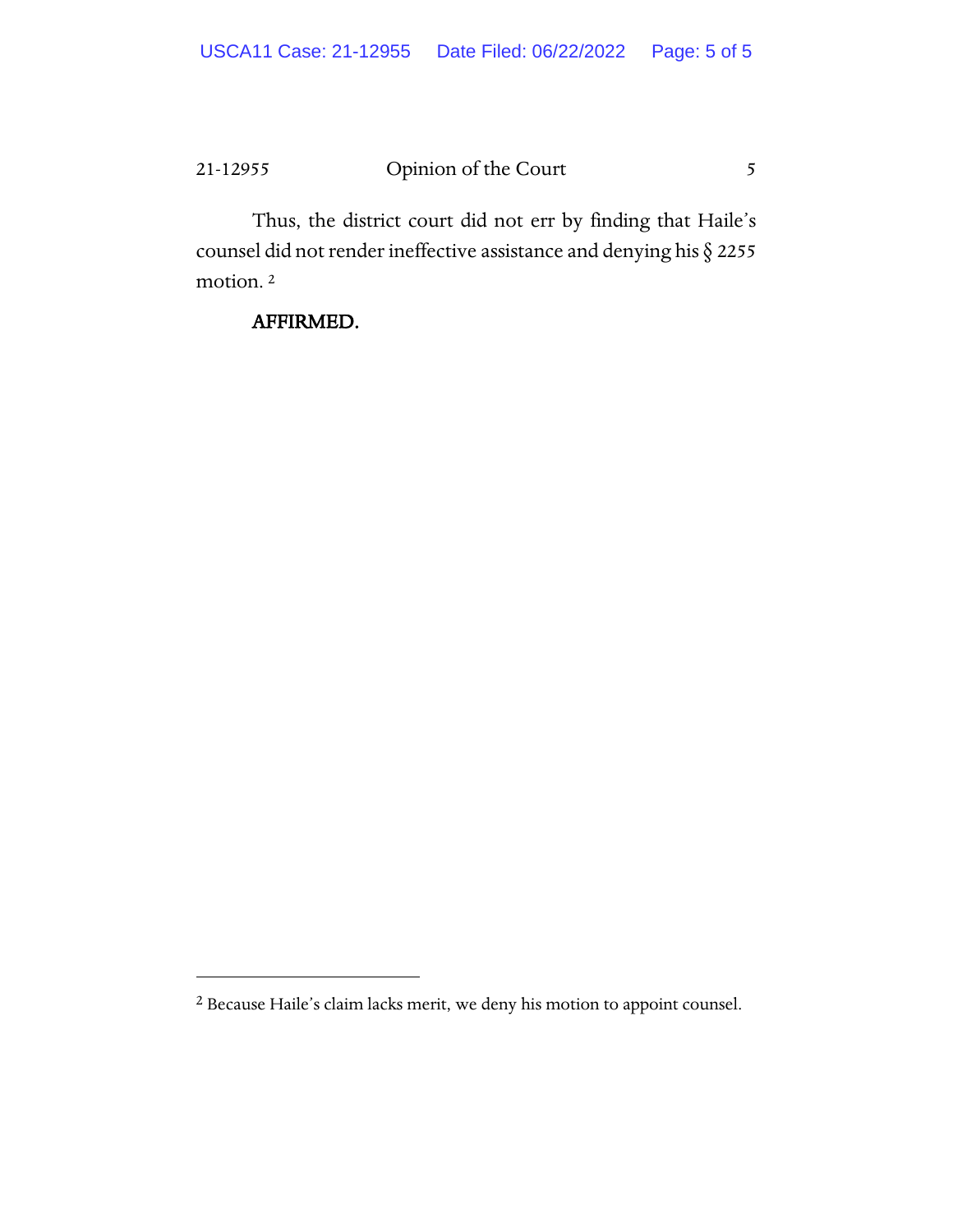Thus, the district court did not err by finding that Haile's counsel did not render ineffective assistance and denying his § 2255 motion. [2]

**AFFIRMED.**

[2] Because Haile's claim lacks merit, we deny his motion to appoint counsel.